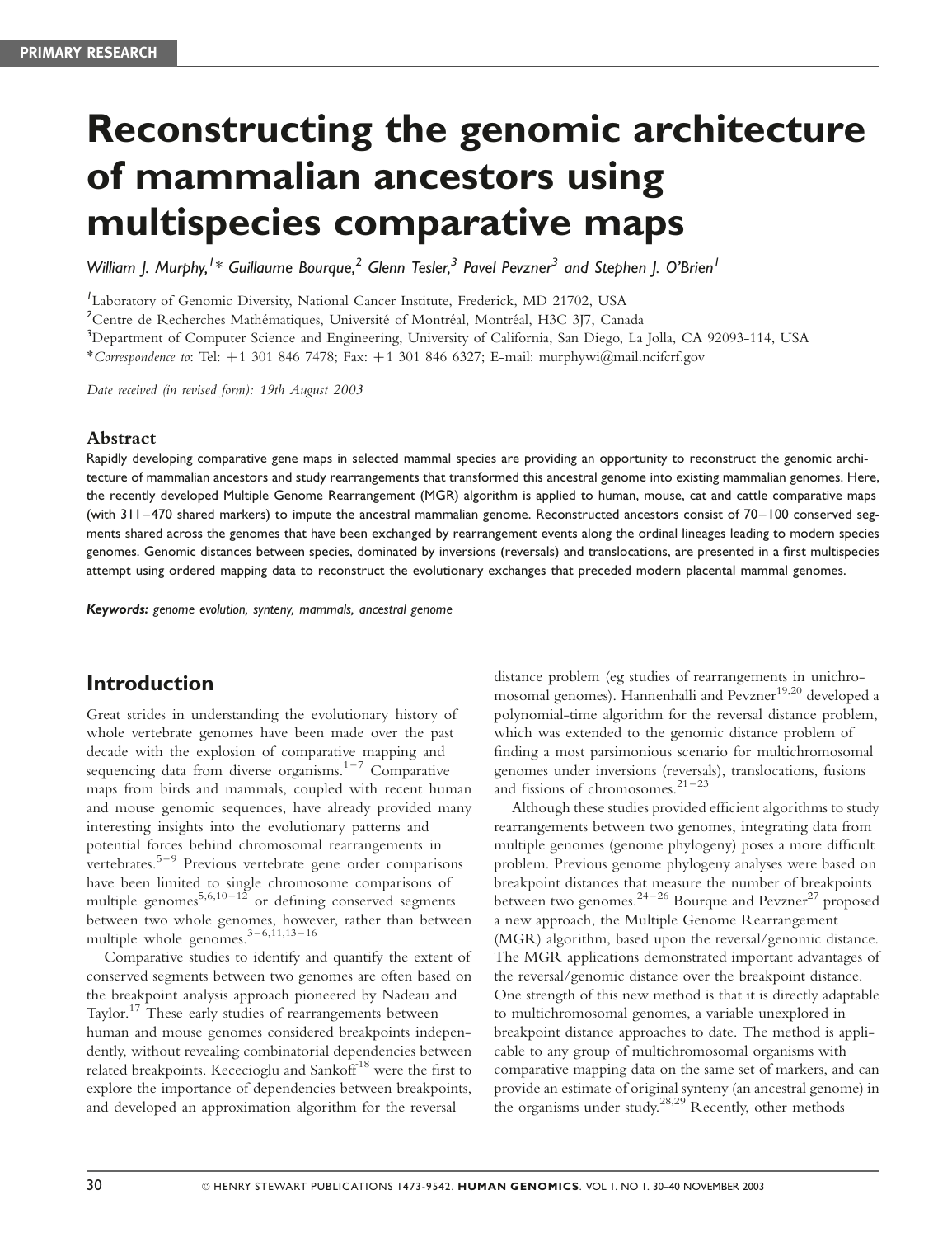PRIMARY RESEARCH

# Reconstructing the genomic architecture of mammalian ancestors using multispecies comparative maps

*William J. Murphy,[1]\* Guillaume Bourque,[2] Glenn Tesler,[3] Pavel Pevzner[3] and Stephen J. O'Brien[1]*

[1]Laboratory of Genomic Diversity, National Cancer Institute, Frederick, MD 21702, USA

[2]Centre de Recherches Mathématiques, Université of Montréal, Montréal, H3C 3J7, Canada

[3]Department of Computer Science and Engineering, University of California, San Diego, La Jolla, CA 92093-114, USA

\**Correspondence to*: Tel: +1 301 846 7478; Fax: +1 301 846 6327; E-mail: murphywi@mail.ncifcrf.gov

*Date received (in revised form): 19th August 2003*

### Abstract

Rapidly developing comparative gene maps in selected mammal species are providing an opportunity to reconstruct the genomic architecture of mammalian ancestors and study rearrangements that transformed this ancestral genome into existing mammalian genomes. Here, the recently developed Multiple Genome Rearrangement (MGR) algorithm is applied to human, mouse, cat and cattle comparative maps (with 311–470 shared markers) to impute the ancestral mammalian genome. Reconstructed ancestors consist of 70–100 conserved segments shared across the genomes that have been exchanged by rearrangement events along the ordinal lineages leading to modern species genomes. Genomic distances between species, dominated by inversions (reversals) and translocations, are presented in a first multispecies attempt using ordered mapping data to reconstruct the evolutionary exchanges that preceded modern placental mammal genomes.

***Keywords:*** *genome evolution, synteny, mammals, ancestral genome*

## Introduction

Great strides in understanding the evolutionary history of whole vertebrate genomes have been made over the past decade with the explosion of comparative mapping and sequencing data from diverse organisms.[1–7] Comparative maps from birds and mammals, coupled with recent human and mouse genomic sequences, have already provided many interesting insights into the evolutionary patterns and potential forces behind chromosomal rearrangements in vertebrates.[5–9] Previous vertebrate gene order comparisons have been limited to single chromosome comparisons of multiple genomes[5,6,10–12] or defining conserved segments between two whole genomes, however, rather than between multiple whole genomes.[3–6,11,13–16]

Comparative studies to identify and quantify the extent of conserved segments between two genomes are often based on the breakpoint analysis approach pioneered by Nadeau and Taylor.[17] These early studies of rearrangements between human and mouse genomes considered breakpoints independently, without revealing combinatorial dependencies between related breakpoints. Kececioglu and Sankoff[18] were the first to explore the importance of dependencies between breakpoints, and developed an approximation algorithm for the reversal distance problem (eg studies of rearrangements in unichromosomal genomes). Hannenhalli and Pevzner[19,20] developed a polynomial-time algorithm for the reversal distance problem, which was extended to the genomic distance problem of finding a most parsimonious scenario for multichromosomal genomes under inversions (reversals), translocations, fusions and fissions of chromosomes.[21–23]

Although these studies provided efficient algorithms to study rearrangements between two genomes, integrating data from multiple genomes (genome phylogeny) poses a more difficult problem. Previous genome phylogeny analyses were based on breakpoint distances that measure the number of breakpoints between two genomes.[24–26] Bourque and Pevzner[27] proposed a new approach, the Multiple Genome Rearrangement (MGR) algorithm, based upon the reversal/genomic distance. The MGR applications demonstrated important advantages of the reversal/genomic distance over the breakpoint distance. One strength of this new method is that it is directly adaptable to multichromosomal genomes, a variable unexplored in breakpoint distance approaches to date. The method is applicable to any group of multichromosomal organisms with comparative mapping data on the same set of markers, and can provide an estimate of original synteny (an ancestral genome) in the organisms under study.[28,29] Recently, other methods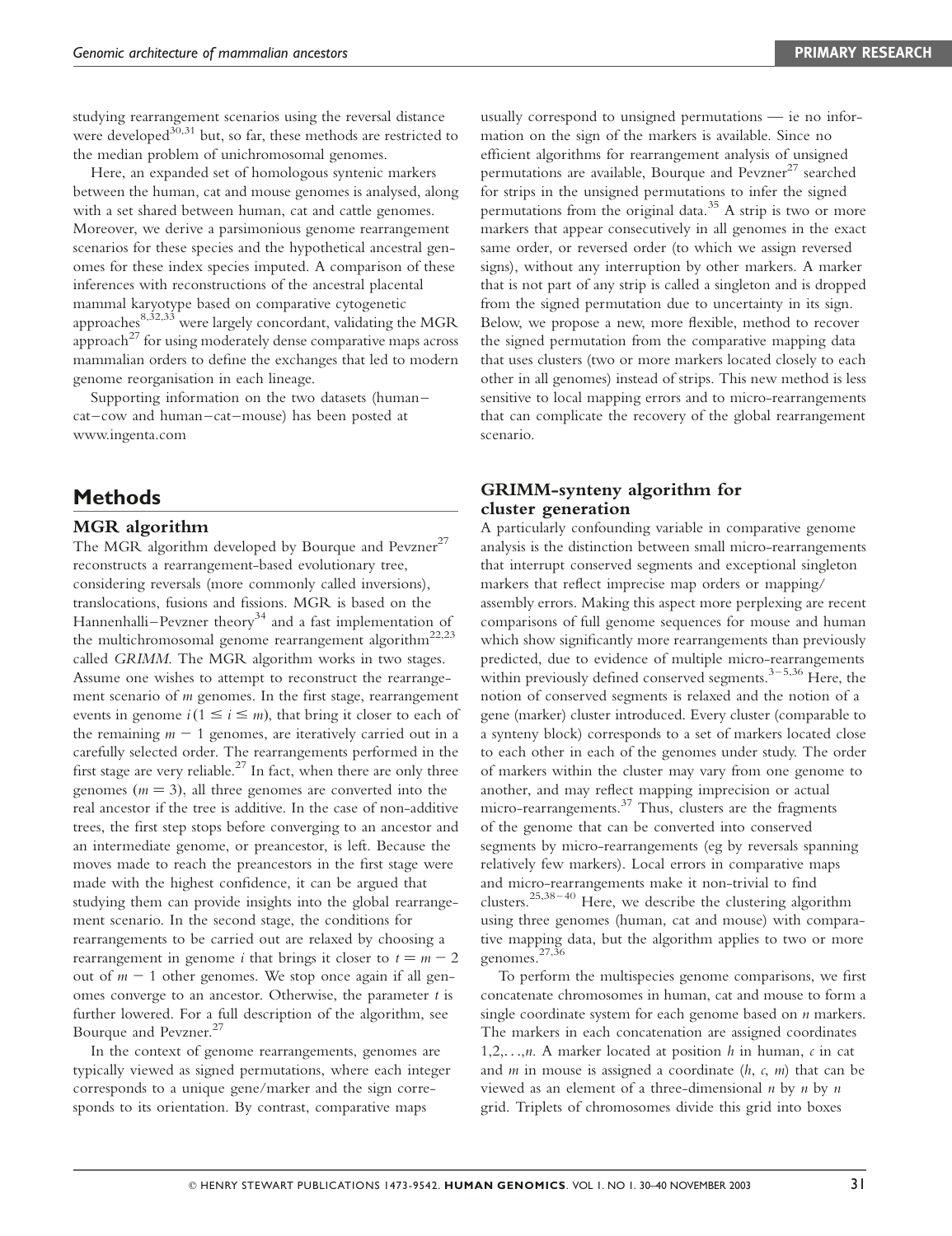studying rearrangement scenarios using the reversal distance were developed[30,31] but, so far, these methods are restricted to the median problem of unichromosomal genomes.

Here, an expanded set of homologous syntenic markers between the human, cat and mouse genomes is analysed, along with a set shared between human, cat and cattle genomes. Moreover, we derive a parsimonious genome rearrangement scenarios for these species and the hypothetical ancestral genomes for these index species imputed. A comparison of these inferences with reconstructions of the ancestral placental mammal karyotype based on comparative cytogenetic approaches[8,32,33] were largely concordant, validating the MGR approach[27] for using moderately dense comparative maps across mammalian orders to define the exchanges that led to modern genome reorganisation in each lineage.

Supporting information on the two datasets (human–cat–cow and human–cat–mouse) has been posted at www.ingenta.com

## Methods

### MGR algorithm

The MGR algorithm developed by Bourque and Pevzner[27] reconstructs a rearrangement-based evolutionary tree, considering reversals (more commonly called inversions), translocations, fusions and fissions. MGR is based on the Hannenhalli–Pevzner theory[34] and a fast implementation of the multichromosomal genome rearrangement algorithm[22,23] called *GRIMM*. The MGR algorithm works in two stages. Assume one wishes to attempt to reconstruct the rearrangement scenario of $m$ genomes. In the first stage, rearrangement events in genome $i\,(1 \leq i \leq m)$, that bring it closer to each of the remaining $m - 1$ genomes, are iteratively carried out in a carefully selected order. The rearrangements performed in the first stage are very reliable.[27] In fact, when there are only three genomes ($m = 3$), all three genomes are converted into the real ancestor if the tree is additive. In the case of non-additive trees, the first step stops before converging to an ancestor and an intermediate genome, or preancestor, is left. Because the moves made to reach the preancestors in the first stage were made with the highest confidence, it can be argued that studying them can provide insights into the global rearrangement scenario. In the second stage, the conditions for rearrangements to be carried out are relaxed by choosing a rearrangement in genome $i$ that brings it closer to $t = m - 2$ out of $m - 1$ other genomes. We stop once again if all genomes converge to an ancestor. Otherwise, the parameter $t$ is further lowered. For a full description of the algorithm, see Bourque and Pevzner.[27]

In the context of genome rearrangements, genomes are typically viewed as signed permutations, where each integer corresponds to a unique gene/marker and the sign corresponds to its orientation. By contrast, comparative maps usually correspond to unsigned permutations — ie no information on the sign of the markers is available. Since no efficient algorithms for rearrangement analysis of unsigned permutations are available, Bourque and Pevzner[27] searched for strips in the unsigned permutations to infer the signed permutations from the original data.[35] A strip is two or more markers that appear consecutively in all genomes in the exact same order, or reversed order (to which we assign reversed signs), without any interruption by other markers. A marker that is not part of any strip is called a singleton and is dropped from the signed permutation due to uncertainty in its sign. Below, we propose a new, more flexible, method to recover the signed permutation from the comparative mapping data that uses clusters (two or more markers located closely to each other in all genomes) instead of strips. This new method is less sensitive to local mapping errors and to micro-rearrangements that can complicate the recovery of the global rearrangement scenario.

### GRIMM-synteny algorithm for cluster generation

A particularly confounding variable in comparative genome analysis is the distinction between small micro-rearrangements that interrupt conserved segments and exceptional singleton markers that reflect imprecise map orders or mapping/assembly errors. Making this aspect more perplexing are recent comparisons of full genome sequences for mouse and human which show significantly more rearrangements than previously predicted, due to evidence of multiple micro-rearrangements within previously defined conserved segments.[3–5,36] Here, the notion of conserved segments is relaxed and the notion of a gene (marker) cluster introduced. Every cluster (comparable to a synteny block) corresponds to a set of markers located close to each other in each of the genomes under study. The order of markers within the cluster may vary from one genome to another, and may reflect mapping imprecision or actual micro-rearrangements.[37] Thus, clusters are the fragments of the genome that can be converted into conserved segments by micro-rearrangements (eg by reversals spanning relatively few markers). Local errors in comparative maps and micro-rearrangements make it non-trivial to find clusters.[25,38–40] Here, we describe the clustering algorithm using three genomes (human, cat and mouse) with comparative mapping data, but the algorithm applies to two or more genomes.[27,36]

To perform the multispecies genome comparisons, we first concatenate chromosomes in human, cat and mouse to form a single coordinate system for each genome based on $n$ markers. The markers in each concatenation are assigned coordinates $1,2,\ldots,n$. A marker located at position $h$ in human, $c$ in cat and $m$ in mouse is assigned a coordinate $(h, c, m)$ that can be viewed as an element of a three-dimensional $n$ by $n$ by $n$ grid. Triplets of chromosomes divide this grid into boxes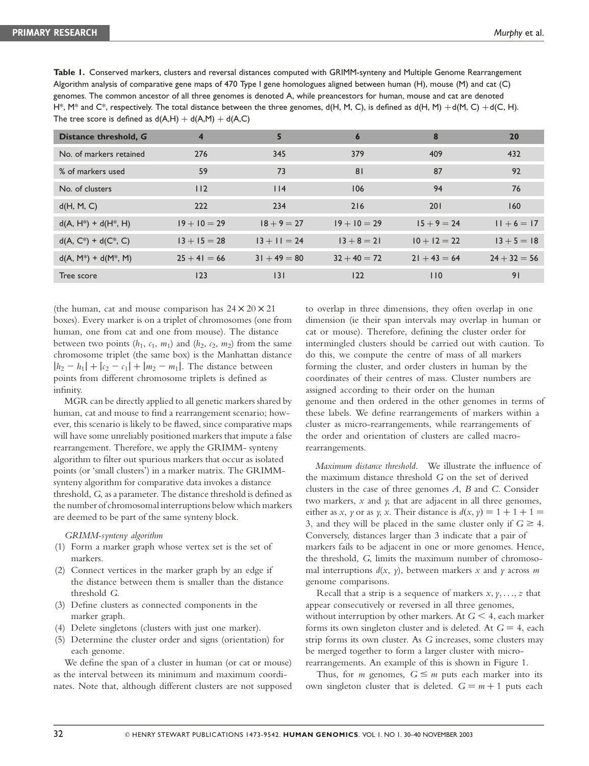**Table 1.** Conserved markers, clusters and reversal distances computed with GRIMM-synteny and Multiple Genome Rearrangement Algorithm analysis of comparative gene maps of 470 Type I gene homologues aligned between human (H), mouse (M) and cat (C) genomes. The common ancestor of all three genomes is denoted A, while preancestors for human, mouse and cat are denoted H\*, M\* and C\*, respectively. The total distance between the three genomes, d(H, M, C), is defined as d(H, M) + d(M, C) + d(C, H). The tree score is defined as d(A,H) + d(A,M) + d(A,C)

| Distance threshold, $G$ | 4 | 5 | 6 | 8 | 20 |
|---|---|---|---|---|---|
| No. of markers retained | 276 | 345 | 379 | 409 | 432 |
| % of markers used | 59 | 73 | 81 | 87 | 92 |
| No. of clusters | 112 | 114 | 106 | 94 | 76 |
| d(H, M, C) | 222 | 234 | 216 | 201 | 160 |
| d(A, H\*) + d(H\*, H) | 19 + 10 = 29 | 18 + 9 = 27 | 19 + 10 = 29 | 15 + 9 = 24 | 11 + 6 = 17 |
| d(A, C\*) + d(C\*, C) | 13 + 15 = 28 | 13 + 11 = 24 | 13 + 8 = 21 | 10 + 12 = 22 | 13 + 5 = 18 |
| d(A, M\*) + d(M\*, M) | 25 + 41 = 66 | 31 + 49 = 80 | 32 + 40 = 72 | 21 + 43 = 64 | 24 + 32 = 56 |
| Tree score | 123 | 131 | 122 | 110 | 91 |

(the human, cat and mouse comparison has $24 \times 20 \times 21$ boxes). Every marker is on a triplet of chromosomes (one from human, one from cat and one from mouse). The distance between two points ($h_1$, $c_1$, $m_1$) and ($h_2$, $c_2$, $m_2$) from the same chromosome triplet (the same box) is the Manhattan distance $|h_2 - h_1| + |c_2 - c_1| + |m_2 - m_1|$. The distance between points from different chromosome triplets is defined as infinity.

MGR can be directly applied to all genetic markers shared by human, cat and mouse to find a rearrangement scenario; however, this scenario is likely to be flawed, since comparative maps will have some unreliably positioned markers that impute a false rearrangement. Therefore, we apply the GRIMM- synteny algorithm to filter out spurious markers that occur as isolated points (or 'small clusters') in a marker matrix. The GRIMM-synteny algorithm for comparative data invokes a distance threshold, $G$, as a parameter. The distance threshold is defined as the number of chromosomal interruptions below which markers are deemed to be part of the same synteny block.

*GRIMM-synteny algorithm*

1. Form a marker graph whose vertex set is the set of markers.
2. Connect vertices in the marker graph by an edge if the distance between them is smaller than the distance threshold $G$.
3. Define clusters as connected components in the marker graph.
4. Delete singletons (clusters with just one marker).
5. Determine the cluster order and signs (orientation) for each genome.

We define the span of a cluster in human (or cat or mouse) as the interval between its minimum and maximum coordinates. Note that, although different clusters are not supposed to overlap in three dimensions, they often overlap in one dimension (ie their span intervals may overlap in human or cat or mouse). Therefore, defining the cluster order for intermingled clusters should be carried out with caution. To do this, we compute the centre of mass of all markers forming the cluster, and order clusters in human by the coordinates of their centres of mass. Cluster numbers are assigned according to their order on the human genome and then ordered in the other genomes in terms of these labels. We define rearrangements of markers within a cluster as micro-rearrangements, while rearrangements of the order and orientation of clusters are called macro-rearrangements.

*Maximum distance threshold*. We illustrate the influence of the maximum distance threshold $G$ on the set of derived clusters in the case of three genomes $A$, $B$ and $C$. Consider two markers, $x$ and $y$, that are adjacent in all three genomes, either as $x$, $y$ or as $y$, $x$. Their distance is $d(x, y) = 1 + 1 + 1 = 3$, and they will be placed in the same cluster only if $G \geq 4$. Conversely, distances larger than 3 indicate that a pair of markers fails to be adjacent in one or more genomes. Hence, the threshold, $G$, limits the maximum number of chromosomal interruptions $d(x, y)$, between markers $x$ and $y$ across $m$ genome comparisons.

Recall that a strip is a sequence of markers $x, y, \ldots, z$ that appear consecutively or reversed in all three genomes, without interruption by other markers. At $G < 4$, each marker forms its own singleton cluster and is deleted. At $G = 4$, each strip forms its own cluster. As $G$ increases, some clusters may be merged together to form a larger cluster with micro-rearrangements. An example of this is shown in Figure 1.

Thus, for $m$ genomes, $G \leq m$ puts each marker into its own singleton cluster that is deleted. $G = m + 1$ puts each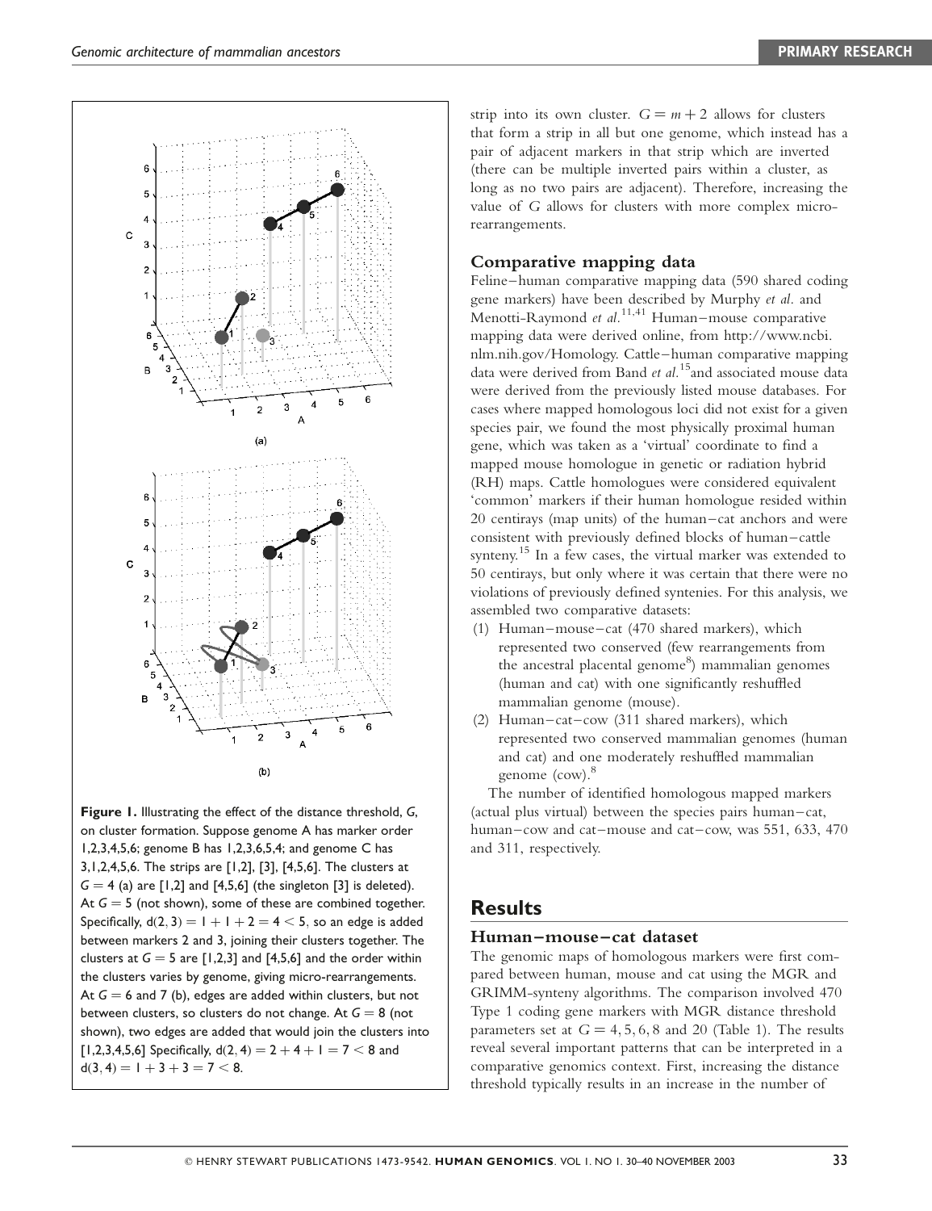Figure 1. Illustrating the effect of the distance threshold, $G$, on cluster formation. Suppose genome A has marker order 1,2,3,4,5,6; genome B has 1,2,3,6,5,4; and genome C has 3,1,2,4,5,6. The strips are [1,2], [3], [4,5,6]. The clusters at $G = 4$ (a) are [1,2] and [4,5,6] (the singleton [3] is deleted). At $G = 5$ (not shown), some of these are combined together. Specifically, $d(2, 3) = 1 + 1 + 2 = 4 < 5$, so an edge is added between markers 2 and 3, joining their clusters together. The clusters at $G = 5$ are [1,2,3] and [4,5,6] and the order within the clusters varies by genome, giving micro-rearrangements. At $G = 6$ and 7 (b), edges are added within clusters, but not between clusters, so clusters do not change. At $G = 8$ (not shown), two edges are added that would join the clusters into [1,2,3,4,5,6] Specifically, $d(2, 4) = 2 + 4 + 1 = 7 < 8$ and $d(3, 4) = 1 + 3 + 3 = 7 < 8$.

strip into its own cluster. $G = m + 2$ allows for clusters that form a strip in all but one genome, which instead has a pair of adjacent markers in that strip which are inverted (there can be multiple inverted pairs within a cluster, as long as no two pairs are adjacent). Therefore, increasing the value of $G$ allows for clusters with more complex micro-rearrangements.

### Comparative mapping data

Feline–human comparative mapping data (590 shared coding gene markers) have been described by Murphy *et al.* and Menotti-Raymond *et al.*[11,41] Human–mouse comparative mapping data were derived online, from http://www.ncbi.nlm.nih.gov/Homology. Cattle–human comparative mapping data were derived from Band *et al.*[15] and associated mouse data were derived from the previously listed mouse databases. For cases where mapped homologous loci did not exist for a given species pair, we found the most physically proximal human gene, which was taken as a 'virtual' coordinate to find a mapped mouse homologue in genetic or radiation hybrid (RH) maps. Cattle homologues were considered equivalent 'common' markers if their human homologue resided within 20 centirays (map units) of the human–cat anchors and were consistent with previously defined blocks of human–cattle synteny.[15] In a few cases, the virtual marker was extended to 50 centirays, but only where it was certain that there were no violations of previously defined syntenies. For this analysis, we assembled two comparative datasets:

(1) Human–mouse–cat (470 shared markers), which represented two conserved (few rearrangements from the ancestral placental genome[8]) mammalian genomes (human and cat) with one significantly reshuffled mammalian genome (mouse).
(2) Human–cat–cow (311 shared markers), which represented two conserved mammalian genomes (human and cat) and one moderately reshuffled mammalian genome (cow).[8]

The number of identified homologous mapped markers (actual plus virtual) between the species pairs human–cat, human–cow and cat–mouse and cat–cow, was 551, 633, 470 and 311, respectively.

## Results

### Human–mouse–cat dataset

The genomic maps of homologous markers were first compared between human, mouse and cat using the MGR and GRIMM-synteny algorithms. The comparison involved 470 Type 1 coding gene markers with MGR distance threshold parameters set at $G = 4, 5, 6, 8$ and 20 (Table 1). The results reveal several important patterns that can be interpreted in a comparative genomics context. First, increasing the distance threshold typically results in an increase in the number of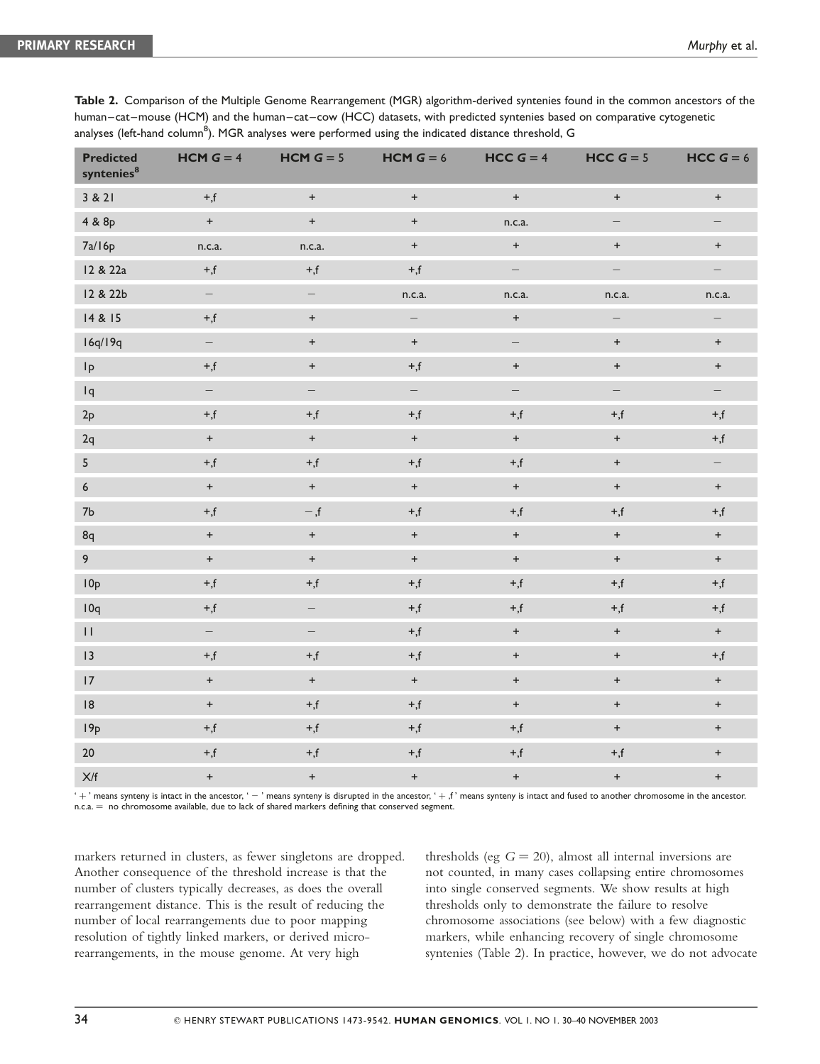**Table 2.** Comparison of the Multiple Genome Rearrangement (MGR) algorithm-derived syntenies found in the common ancestors of the human–cat–mouse (HCM) and the human–cat–cow (HCC) datasets, with predicted syntenies based on comparative cytogenetic analyses (left-hand column[8]). MGR analyses were performed using the indicated distance threshold, G

| Predicted syntenies[8] | HCM $G = 4$ | HCM $G = 5$ | HCM $G = 6$ | HCC $G = 4$ | HCC $G = 5$ | HCC $G = 6$ |
|---|---|---|---|---|---|---|
| 3 & 21 | +,f | + | + | + | + | + |
| 4 & 8p | + | + | + | n.c.a. | – | – |
| 7a/16p | n.c.a. | n.c.a. | + | + | + | + |
| 12 & 22a | +,f | +,f | +,f | – | – | – |
| 12 & 22b | – | – | n.c.a. | n.c.a. | n.c.a. | n.c.a. |
| 14 & 15 | +,f | + | – | + | – | – |
| 16q/19q | – | + | + | – | + | + |
| 1p | +,f | + | +,f | + | + | + |
| 1q | – | – | – | – | – | – |
| 2p | +,f | +,f | +,f | +,f | +,f | +,f |
| 2q | + | + | + | + | + | +,f |
| 5 | +,f | +,f | +,f | +,f | + | – |
| 6 | + | + | + | + | + | + |
| 7b | +,f | –,f | +,f | +,f | +,f | +,f |
| 8q | + | + | + | + | + | + |
| 9 | + | + | + | + | + | + |
| 10p | +,f | +,f | +,f | +,f | +,f | +,f |
| 10q | +,f | – | +,f | +,f | +,f | +,f |
| 11 | – | – | +,f | + | + | + |
| 13 | +,f | +,f | +,f | + | + | +,f |
| 17 | + | + | + | + | + | + |
| 18 | + | +,f | +,f | + | + | + |
| 19p | +,f | +,f | +,f | +,f | + | + |
| 20 | +,f | +,f | +,f | +,f | +,f | + |
| X/f | + | + | + | + | + | + |

'+' means synteny is intact in the ancestor, '–' means synteny is disrupted in the ancestor, '+,f' means synteny is intact and fused to another chromosome in the ancestor. n.c.a. = no chromosome available, due to lack of shared markers defining that conserved segment.

markers returned in clusters, as fewer singletons are dropped. Another consequence of the threshold increase is that the number of clusters typically decreases, as does the overall rearrangement distance. This is the result of reducing the number of local rearrangements due to poor mapping resolution of tightly linked markers, or derived micro-rearrangements, in the mouse genome. At very high thresholds (eg $G = 20$), almost all internal inversions are not counted, in many cases collapsing entire chromosomes into single conserved segments. We show results at high thresholds only to demonstrate the failure to resolve chromosome associations (see below) with a few diagnostic markers, while enhancing recovery of single chromosome syntenies (Table 2). In practice, however, we do not advocate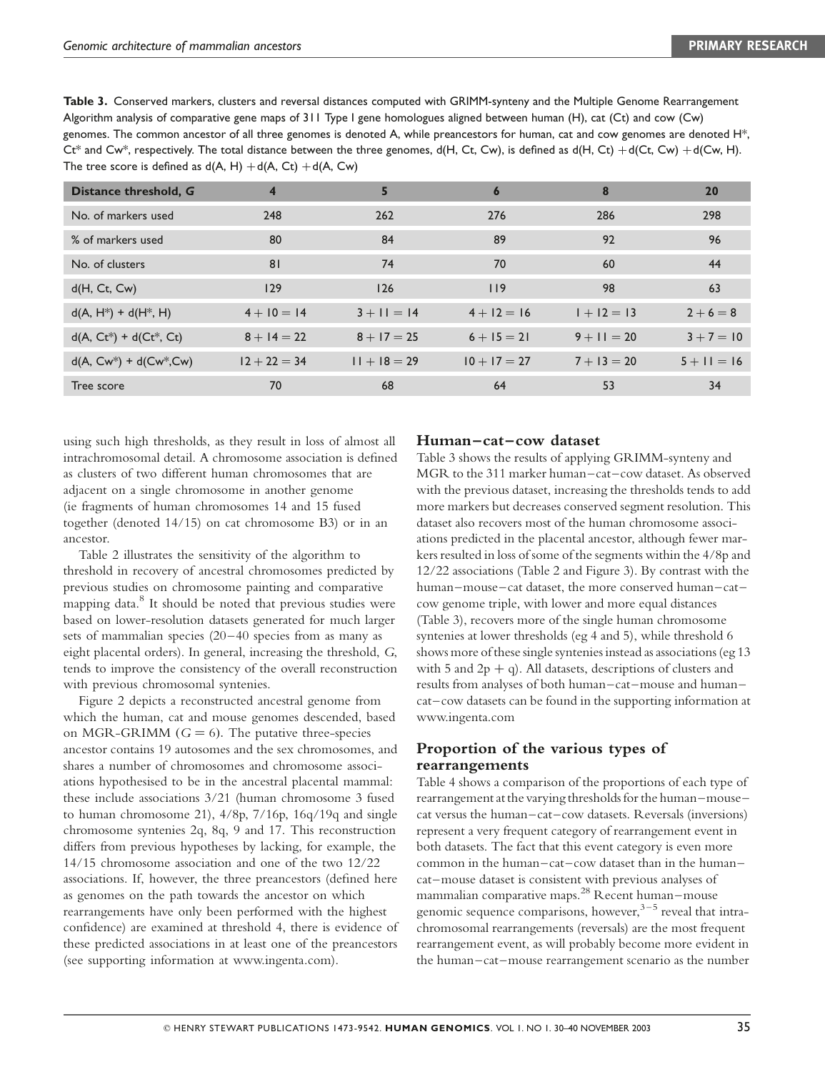**Table 3.** Conserved markers, clusters and reversal distances computed with GRIMM-synteny and the Multiple Genome Rearrangement Algorithm analysis of comparative gene maps of 311 Type I gene homologues aligned between human (H), cat (Ct) and cow (Cw) genomes. The common ancestor of all three genomes is denoted A, while preancestors for human, cat and cow genomes are denoted H*, Ct* and Cw*, respectively. The total distance between the three genomes, d(H, Ct, Cw), is defined as d(H, Ct) + d(Ct, Cw) + d(Cw, H). The tree score is defined as d(A, H) + d(A, Ct) + d(A, Cw)

| Distance threshold, G | 4 | 5 | 6 | 8 | 20 |
|---|---|---|---|---|---|
| No. of markers used | 248 | 262 | 276 | 286 | 298 |
| % of markers used | 80 | 84 | 89 | 92 | 96 |
| No. of clusters | 81 | 74 | 70 | 60 | 44 |
| d(H, Ct, Cw) | 129 | 126 | 119 | 98 | 63 |
| d(A, H*) + d(H*, H) | $4 + 10 = 14$ | $3 + 11 = 14$ | $4 + 12 = 16$ | $1 + 12 = 13$ | $2 + 6 = 8$ |
| d(A, Ct*) + d(Ct*, Ct) | $8 + 14 = 22$ | $8 + 17 = 25$ | $6 + 15 = 21$ | $9 + 11 = 20$ | $3 + 7 = 10$ |
| d(A, Cw*) + d(Cw*,Cw) | $12 + 22 = 34$ | $11 + 18 = 29$ | $10 + 17 = 27$ | $7 + 13 = 20$ | $5 + 11 = 16$ |
| Tree score | 70 | 68 | 64 | 53 | 34 |

using such high thresholds, as they result in loss of almost all intrachromosomal detail. A chromosome association is defined as clusters of two different human chromosomes that are adjacent on a single chromosome in another genome (ie fragments of human chromosomes 14 and 15 fused together (denoted 14/15) on cat chromosome B3) or in an ancestor.

Table 2 illustrates the sensitivity of the algorithm to threshold in recovery of ancestral chromosomes predicted by previous studies on chromosome painting and comparative mapping data.[8] It should be noted that previous studies were based on lower-resolution datasets generated for much larger sets of mammalian species (20–40 species from as many as eight placental orders). In general, increasing the threshold, *G*, tends to improve the consistency of the overall reconstruction with previous chromosomal syntenies.

Figure 2 depicts a reconstructed ancestral genome from which the human, cat and mouse genomes descended, based on MGR-GRIMM ($G = 6$). The putative three-species ancestor contains 19 autosomes and the sex chromosomes, and shares a number of chromosomes and chromosome associations hypothesised to be in the ancestral placental mammal: these include associations 3/21 (human chromosome 3 fused to human chromosome 21), 4/8p, 7/16p, 16q/19q and single chromosome syntenies 2q, 8q, 9 and 17. This reconstruction differs from previous hypotheses by lacking, for example, the 14/15 chromosome association and one of the two 12/22 associations. If, however, the three preancestors (defined here as genomes on the path towards the ancestor on which rearrangements have only been performed with the highest confidence) are examined at threshold 4, there is evidence of these predicted associations in at least one of the preancestors (see supporting information at www.ingenta.com).

## Human–cat–cow dataset

Table 3 shows the results of applying GRIMM-synteny and MGR to the 311 marker human–cat–cow dataset. As observed with the previous dataset, increasing the thresholds tends to add more markers but decreases conserved segment resolution. This dataset also recovers most of the human chromosome associations predicted in the placental ancestor, although fewer markers resulted in loss of some of the segments within the 4/8p and 12/22 associations (Table 2 and Figure 3). By contrast with the human–mouse–cat dataset, the more conserved human–cat–cow genome triple, with lower and more equal distances (Table 3), recovers more of the single human chromosome syntenies at lower thresholds (eg 4 and 5), while threshold 6 shows more of these single syntenies instead as associations (eg 13 with 5 and 2p + q). All datasets, descriptions of clusters and results from analyses of both human–cat–mouse and human–cat–cow datasets can be found in the supporting information at www.ingenta.com

## Proportion of the various types of rearrangements

Table 4 shows a comparison of the proportions of each type of rearrangement at the varying thresholds for the human–mouse–cat versus the human–cat–cow datasets. Reversals (inversions) represent a very frequent category of rearrangement event in both datasets. The fact that this event category is even more common in the human–cat–cow dataset than in the human–cat–mouse dataset is consistent with previous analyses of mammalian comparative maps.[28] Recent human–mouse genomic sequence comparisons, however,[3–5] reveal that intrachromosomal rearrangements (reversals) are the most frequent rearrangement event, as will probably become more evident in the human–cat–mouse rearrangement scenario as the number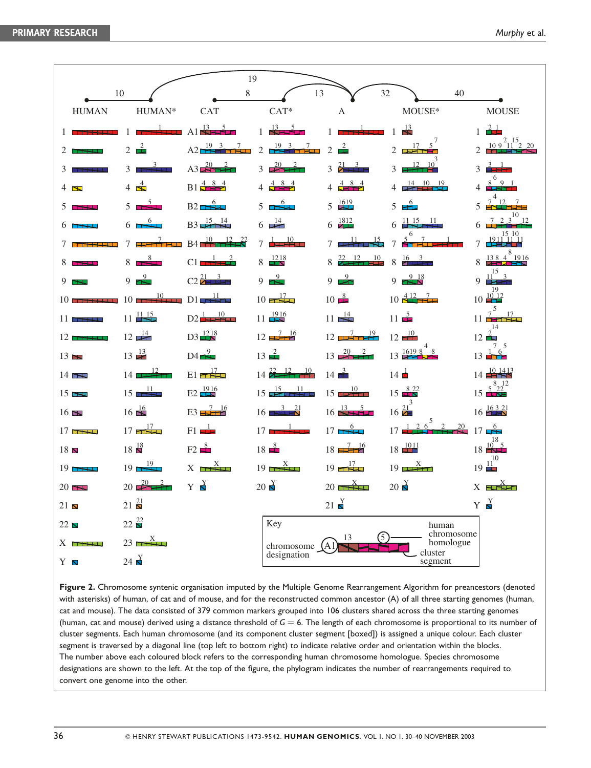**Figure 2.** Chromosome syntenic organisation imputed by the Multiple Genome Rearrangement Algorithm for preancestors (denoted with asterisks) of human, of cat and of mouse, and for the reconstructed common ancestor (A) of all three starting genomes (human, cat and mouse). The data consisted of 379 common markers grouped into 106 clusters shared across the three starting genomes (human, cat and mouse) derived using a distance threshold of $G = 6$. The length of each chromosome is proportional to its number of cluster segments. Each human chromosome (and its component cluster segment [boxed]) is assigned a unique colour. Each cluster segment is traversed by a diagonal line (top left to bottom right) to indicate relative order and orientation within the blocks. The number above each coloured block refers to the corresponding human chromosome homologue. Species chromosome designations are shown to the left. At the top of the figure, the phylogram indicates the number of rearrangements required to convert one genome into the other.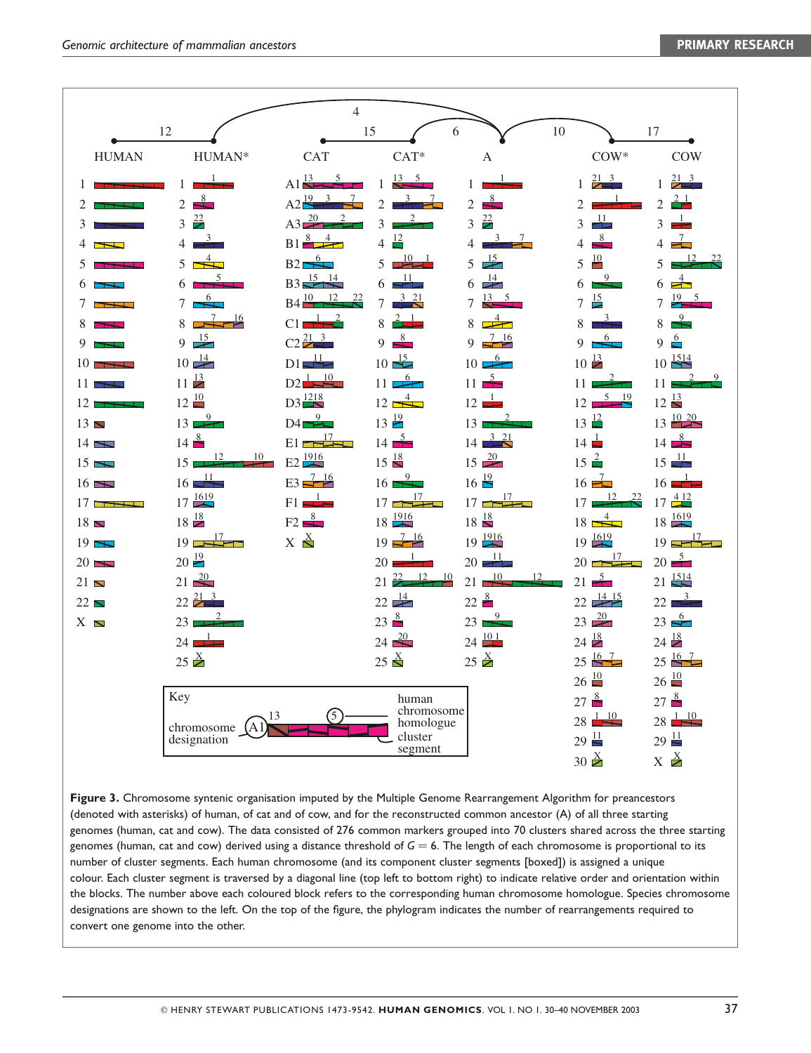**Figure 3.** Chromosome syntenic organisation imputed by the Multiple Genome Rearrangement Algorithm for preancestors (denoted with asterisks) of human, of cat and of cow, and for the reconstructed common ancestor (A) of all three starting genomes (human, cat and cow). The data consisted of 276 common markers grouped into 70 clusters shared across the three starting genomes (human, cat and cow) derived using a distance threshold of $G = 6$. The length of each chromosome is proportional to its number of cluster segments. Each human chromosome (and its component cluster segments [boxed]) is assigned a unique colour. Each cluster segment is traversed by a diagonal line (top left to bottom right) to indicate relative order and orientation within the blocks. The number above each coloured block refers to the corresponding human chromosome homologue. Species chromosome designations are shown to the left. On the top of the figure, the phylogram indicates the number of rearrangements required to convert one genome into the other.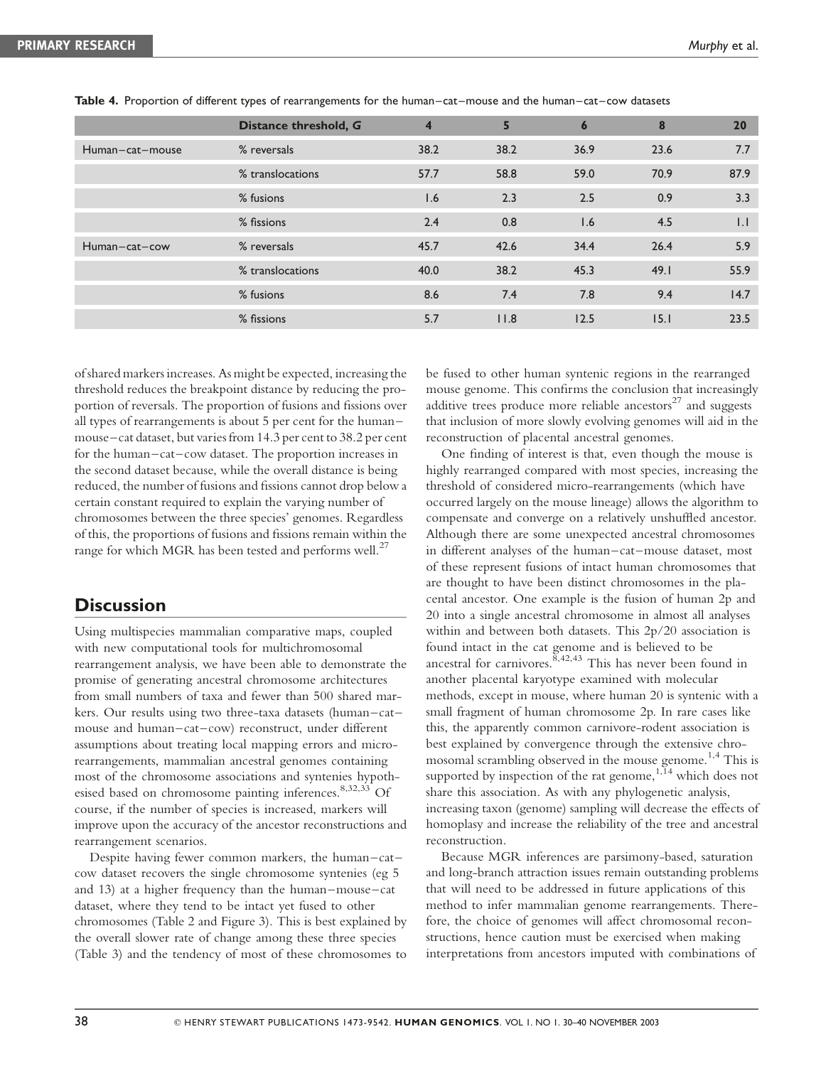**Table 4.** Proportion of different types of rearrangements for the human–cat–mouse and the human–cat–cow datasets

| | Distance threshold, *G* | 4 | 5 | 6 | 8 | 20 |
|---|---|---|---|---|---|---|
| Human–cat–mouse | % reversals | 38.2 | 38.2 | 36.9 | 23.6 | 7.7 |
| | % translocations | 57.7 | 58.8 | 59.0 | 70.9 | 87.9 |
| | % fusions | 1.6 | 2.3 | 2.5 | 0.9 | 3.3 |
| | % fissions | 2.4 | 0.8 | 1.6 | 4.5 | 1.1 |
| Human–cat–cow | % reversals | 45.7 | 42.6 | 34.4 | 26.4 | 5.9 |
| | % translocations | 40.0 | 38.2 | 45.3 | 49.1 | 55.9 |
| | % fusions | 8.6 | 7.4 | 7.8 | 9.4 | 14.7 |
| | % fissions | 5.7 | 11.8 | 12.5 | 15.1 | 23.5 |

of shared markers increases. As might be expected, increasing the threshold reduces the breakpoint distance by reducing the proportion of reversals. The proportion of fusions and fissions over all types of rearrangements is about 5 per cent for the human–mouse–cat dataset, but varies from 14.3 per cent to 38.2 per cent for the human–cat–cow dataset. The proportion increases in the second dataset because, while the overall distance is being reduced, the number of fusions and fissions cannot drop below a certain constant required to explain the varying number of chromosomes between the three species' genomes. Regardless of this, the proportions of fusions and fissions remain within the range for which MGR has been tested and performs well.[27]

## Discussion

Using multispecies mammalian comparative maps, coupled with new computational tools for multichromosomal rearrangement analysis, we have been able to demonstrate the promise of generating ancestral chromosome architectures from small numbers of taxa and fewer than 500 shared markers. Our results using two three-taxa datasets (human–cat–mouse and human–cat–cow) reconstruct, under different assumptions about treating local mapping errors and micro-rearrangements, mammalian ancestral genomes containing most of the chromosome associations and syntenies hypothesised based on chromosome painting inferences.[8,32,33] Of course, if the number of species is increased, markers will improve upon the accuracy of the ancestor reconstructions and rearrangement scenarios.

Despite having fewer common markers, the human–cat–cow dataset recovers the single chromosome syntenies (eg 5 and 13) at a higher frequency than the human–mouse–cat dataset, where they tend to be intact yet fused to other chromosomes (Table 2 and Figure 3). This is best explained by the overall slower rate of change among these three species (Table 3) and the tendency of most of these chromosomes to be fused to other human syntenic regions in the rearranged mouse genome. This confirms the conclusion that increasingly additive trees produce more reliable ancestors[27] and suggests that inclusion of more slowly evolving genomes will aid in the reconstruction of placental ancestral genomes.

One finding of interest is that, even though the mouse is highly rearranged compared with most species, increasing the threshold of considered micro-rearrangements (which have occurred largely on the mouse lineage) allows the algorithm to compensate and converge on a relatively unshuffled ancestor. Although there are some unexpected ancestral chromosomes in different analyses of the human–cat–mouse dataset, most of these represent fusions of intact human chromosomes that are thought to have been distinct chromosomes in the placental ancestor. One example is the fusion of human 2p and 20 into a single ancestral chromosome in almost all analyses within and between both datasets. This 2p/20 association is found intact in the cat genome and is believed to be ancestral for carnivores.[8,42,43] This has never been found in another placental karyotype examined with molecular methods, except in mouse, where human 20 is syntenic with a small fragment of human chromosome 2p. In rare cases like this, the apparently common carnivore-rodent association is best explained by convergence through the extensive chromosomal scrambling observed in the mouse genome.[1,4] This is supported by inspection of the rat genome,[1,14] which does not share this association. As with any phylogenetic analysis, increasing taxon (genome) sampling will decrease the effects of homoplasy and increase the reliability of the tree and ancestral reconstruction.

Because MGR inferences are parsimony-based, saturation and long-branch attraction issues remain outstanding problems that will need to be addressed in future applications of this method to infer mammalian genome rearrangements. Therefore, the choice of genomes will affect chromosomal reconstructions, hence caution must be exercised when making interpretations from ancestors imputed with combinations of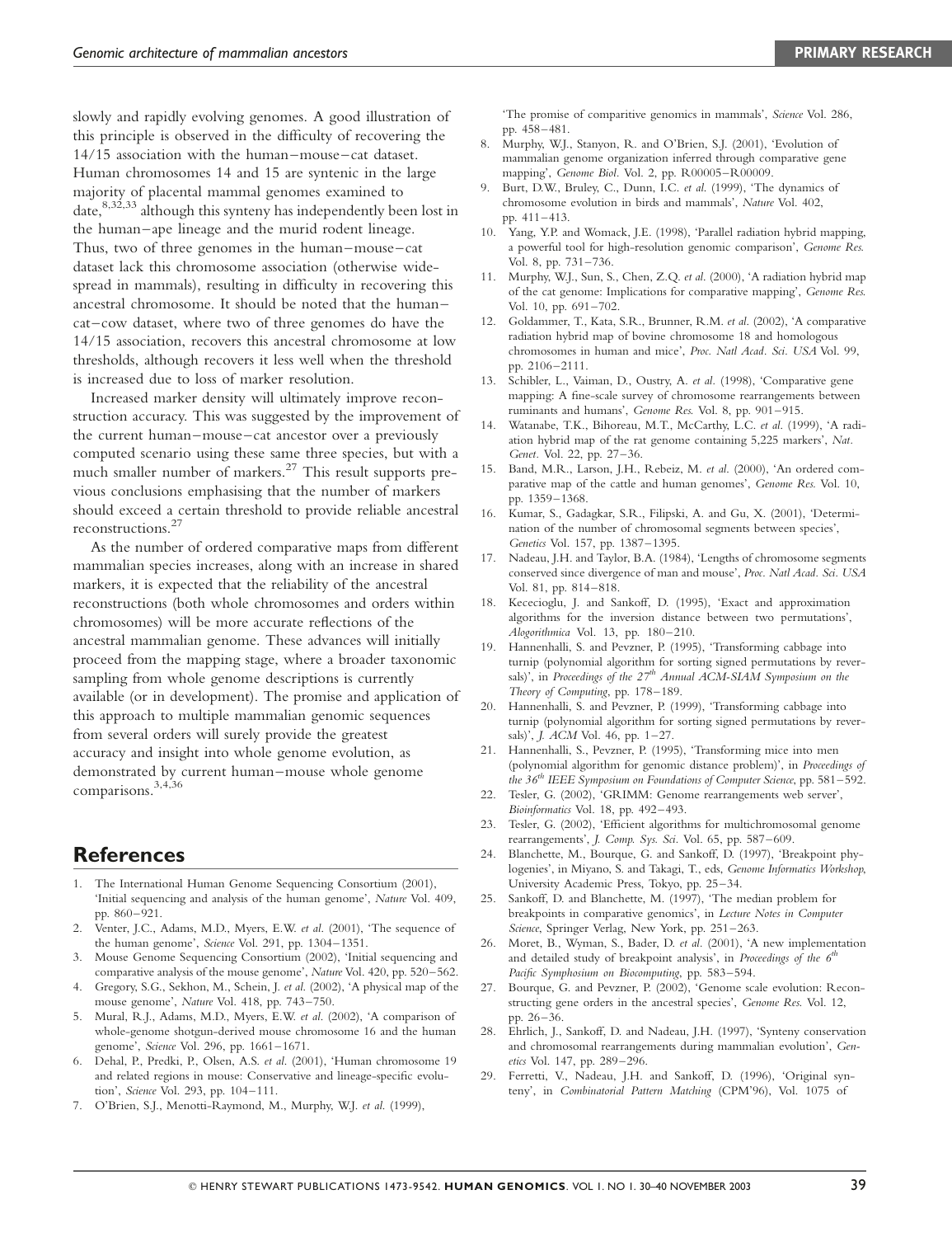slowly and rapidly evolving genomes. A good illustration of this principle is observed in the difficulty of recovering the 14/15 association with the human–mouse–cat dataset. Human chromosomes 14 and 15 are syntenic in the large majority of placental mammal genomes examined to date,[8,32,33] although this synteny has independently been lost in the human–ape lineage and the murid rodent lineage. Thus, two of three genomes in the human–mouse–cat dataset lack this chromosome association (otherwise widespread in mammals), resulting in difficulty in recovering this ancestral chromosome. It should be noted that the human–cat–cow dataset, where two of three genomes do have the 14/15 association, recovers this ancestral chromosome at low thresholds, although recovers it less well when the threshold is increased due to loss of marker resolution.

Increased marker density will ultimately improve reconstruction accuracy. This was suggested by the improvement of the current human–mouse–cat ancestor over a previously computed scenario using these same three species, but with a much smaller number of markers.[27] This result supports previous conclusions emphasising that the number of markers should exceed a certain threshold to provide reliable ancestral reconstructions.[27]

As the number of ordered comparative maps from different mammalian species increases, along with an increase in shared markers, it is expected that the reliability of the ancestral reconstructions (both whole chromosomes and orders within chromosomes) will be more accurate reflections of the ancestral mammalian genome. These advances will initially proceed from the mapping stage, where a broader taxonomic sampling from whole genome descriptions is currently available (or in development). The promise and application of this approach to multiple mammalian genomic sequences from several orders will surely provide the greatest accuracy and insight into whole genome evolution, as demonstrated by current human–mouse whole genome comparisons.[3,4,36]

## References

1. The International Human Genome Sequencing Consortium (2001), 'Initial sequencing and analysis of the human genome', *Nature* Vol. 409, pp. 860–921.
2. Venter, J.C., Adams, M.D., Myers, E.W. *et al.* (2001), 'The sequence of the human genome', *Science* Vol. 291, pp. 1304–1351.
3. Mouse Genome Sequencing Consortium (2002), 'Initial sequencing and comparative analysis of the mouse genome', *Nature* Vol. 420, pp. 520–562.
4. Gregory, S.G., Sekhon, M., Schein, J. *et al.* (2002), 'A physical map of the mouse genome', *Nature* Vol. 418, pp. 743–750.
5. Mural, R.J., Adams, M.D., Myers, E.W. *et al.* (2002), 'A comparison of whole-genome shotgun-derived mouse chromosome 16 and the human genome', *Science* Vol. 296, pp. 1661–1671.
6. Dehal, P., Predki, P., Olsen, A.S. *et al.* (2001), 'Human chromosome 19 and related regions in mouse: Conservative and lineage-specific evolution', *Science* Vol. 293, pp. 104–111.
7. O'Brien, S.J., Menotti-Raymond, M., Murphy, W.J. *et al.* (1999), 'The promise of comparitive genomics in mammals', *Science* Vol. 286, pp. 458–481.
8. Murphy, W.J., Stanyon, R. and O'Brien, S.J. (2001), 'Evolution of mammalian genome organization inferred through comparative gene mapping', *Genome Biol.* Vol. 2, pp. R00005–R00009.
9. Burt, D.W., Bruley, C., Dunn, I.C. *et al.* (1999), 'The dynamics of chromosome evolution in birds and mammals', *Nature* Vol. 402, pp. 411–413.
10. Yang, Y.P. and Womack, J.E. (1998), 'Parallel radiation hybrid mapping, a powerful tool for high-resolution genomic comparison', *Genome Res.* Vol. 8, pp. 731–736.
11. Murphy, W.J., Sun, S., Chen, Z.Q. *et al.* (2000), 'A radiation hybrid map of the cat genome: Implications for comparative mapping', *Genome Res.* Vol. 10, pp. 691–702.
12. Goldammer, T., Kata, S.R., Brunner, R.M. *et al.* (2002), 'A comparative radiation hybrid map of bovine chromosome 18 and homologous chromosomes in human and mice', *Proc. Natl Acad. Sci. USA* Vol. 99, pp. 2106–2111.
13. Schibler, L., Vaiman, D., Oustry, A. *et al.* (1998), 'Comparative gene mapping: A fine-scale survey of chromosome rearrangements between ruminants and humans', *Genome Res.* Vol. 8, pp. 901–915.
14. Watanabe, T.K., Bihoreau, M.T., McCarthy, L.C. *et al.* (1999), 'A radiation hybrid map of the rat genome containing 5,225 markers', *Nat. Genet.* Vol. 22, pp. 27–36.
15. Band, M.R., Larson, J.H., Rebeiz, M. *et al.* (2000), 'An ordered comparative map of the cattle and human genomes', *Genome Res.* Vol. 10, pp. 1359–1368.
16. Kumar, S., Gadagkar, S.R., Filipski, A. and Gu, X. (2001), 'Determination of the number of chromosomal segments between species', *Genetics* Vol. 157, pp. 1387–1395.
17. Nadeau, J.H. and Taylor, B.A. (1984), 'Lengths of chromosome segments conserved since divergence of man and mouse', *Proc. Natl Acad. Sci. USA* Vol. 81, pp. 814–818.
18. Kececioglu, J. and Sankoff, D. (1995), 'Exact and approximation algorithms for the inversion distance between two permutations', *Alogorithmica* Vol. 13, pp. 180–210.
19. Hannenhalli, S. and Pevzner, P. (1995), 'Transforming cabbage into turnip (polynomial algorithm for sorting signed permutations by reversals)', in *Proceedings of the 27th Annual ACM-SIAM Symposium on the Theory of Computing*, pp. 178–189.
20. Hannenhalli, S. and Pevzner, P. (1999), 'Transforming cabbage into turnip (polynomial algorithm for sorting signed permutations by reversals)', *J. ACM* Vol. 46, pp. 1–27.
21. Hannenhalli, S., Pevzner, P. (1995), 'Transforming mice into men (polynomial algorithm for genomic distance problem)', in *Proceedings of the 36th IEEE Symposium on Foundations of Computer Science*, pp. 581–592.
22. Tesler, G. (2002), 'GRIMM: Genome rearrangements web server', *Bioinformatics* Vol. 18, pp. 492–493.
23. Tesler, G. (2002), 'Efficient algorithms for multichromosomal genome rearrangements', *J. Comp. Sys. Sci.* Vol. 65, pp. 587–609.
24. Blanchette, M., Bourque, G. and Sankoff, D. (1997), 'Breakpoint phylogenies', in Miyano, S. and Takagi, T., eds, *Genome Informatics Workshop*, University Academic Press, Tokyo, pp. 25–34.
25. Sankoff, D. and Blanchette, M. (1997), 'The median problem for breakpoints in comparative genomics', in *Lecture Notes in Computer Science*, Springer Verlag, New York, pp. 251–263.
26. Moret, B., Wyman, S., Bader, D. *et al.* (2001), 'A new implementation and detailed study of breakpoint analysis', in *Proceedings of the 6th Pacific Symphosium on Biocomputing*, pp. 583–594.
27. Bourque, G. and Pevzner, P. (2002), 'Genome scale evolution: Reconstructing gene orders in the ancestral species', *Genome Res.* Vol. 12, pp. 26–36.
28. Ehrlich, J., Sankoff, D. and Nadeau, J.H. (1997), 'Synteny conservation and chromosomal rearrangements during mammalian evolution', *Genetics* Vol. 147, pp. 289–296.
29. Ferretti, V., Nadeau, J.H. and Sankoff, D. (1996), 'Original synteny', in *Combinatorial Pattern Matching* (CPM'96), Vol. 1075 of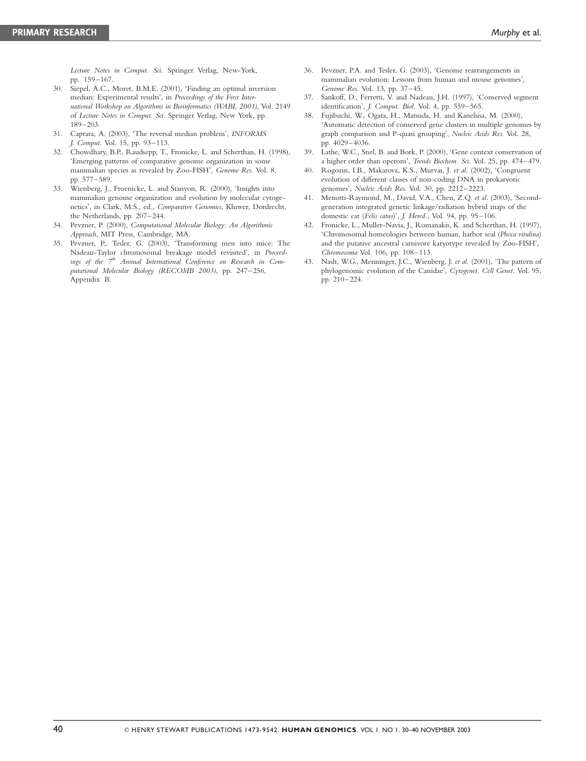*Lecture Notes in Comput. Sci.* Springer Verlag, New-York, pp. 159–167.

30. Siepel, A.C., Moret, B.M.E. (2001), 'Finding an optimal inversion median: Experimental results', in *Proceedings of the First International Workshop on Algorithms in Bioinformatics (WABI, 2001)*, Vol. 2149 of *Lecture Notes in Comput. Sci.* Springer Verlag, New York, pp. 189–203.
31. Caprara, A. (2003), 'The reversal median problem', *INFORMS J. Comput.* Vol. 15, pp. 93–113.
32. Chowdhary, B.P., Raudsepp, T., Fronicke, L. and Scherthan, H. (1998), 'Emerging patterns of comparative genome organization in some mammalian species as revealed by Zoo-FISH', *Genome Res.* Vol. 8, pp. 577–589.
33. Wienberg, J., Froenicke, L. and Stanyon, R. (2000), 'Insights into mammalian genome organization and evolution by molecular cytogenetics', in Clark, M.S., ed., *Comparative Genomics*, Kluwer, Dordrecht, the Netherlands, pp. 207–244.
34. Pevzner, P. (2000), *Computational Molecular Biology: An Algorithmic Approach*, MIT Press, Cambridge, MA.
35. Pevzner, P., Tesler, G. (2003), 'Transforming men into mice: The Nadeau-Taylor chromosomal breakage model revisited', in *Proceedings of the 7th Annual International Conference on Research in Computational Molecular Biology (RECOMB 2003)*, pp. 247–256, Appendix B.
36. Pevzner, P.A. and Tesler, G. (2003), 'Genome rearrangements in mammalian evolution: Lessons from human and mouse genomes', *Genome Res.* Vol. 13, pp. 37–45.
37. Sankoff, D., Ferretti, V. and Nadeau, J.H. (1997), 'Conserved segment identification', *J. Comput. Biol.* Vol. 4, pp. 559–565.
38. Fujibuchi, W., Ogata, H., Matsuda, H. and Kanehisa, M. (2000), 'Automatic detection of conserved gene clusters in multiple genomes by graph comparison and P-quasi grouping', *Nucleic Acids Res.* Vol. 28, pp. 4029–4036.
39. Lathe, W.C., Snel, B. and Bork, P. (2000), 'Gene context conservation of a higher order than operons', *Trends Biochem. Sci.* Vol. 25, pp. 474–479.
40. Rogozin, I.B., Makarova, K.S., Murvai, J. *et al.* (2002), 'Congruent evolution of different classes of non-coding DNA in prokaryotic genomes', *Nucleic Acids Res.* Vol. 30, pp. 2212–2223.
41. Menotti-Raymond, M., David, V.A., Chen, Z.Q. *et al.* (2003), 'Second-generation integrated genetic linkage/radiation hybrid maps of the domestic cat (*Felis catus*)', *J. Hered.*, Vol. 94, pp. 95–106.
42. Fronicke, L., Muller-Navia, J., Romanakis, K. and Scherthan, H. (1997), 'Chromosomal homeologies between human, harbor seal (*Phoca vitulina*) and the putative ancestral carnivore karyotype revealed by Zoo-FISH', *Chromosoma* Vol. 106, pp. 108–113.
43. Nash, W.G., Menninger, J.C., Wienberg, J. *et al.* (2001), 'The pattern of phylogenomic evolution of the Canidae', *Cytogenet. Cell Genet.* Vol. 95, pp. 210–224.